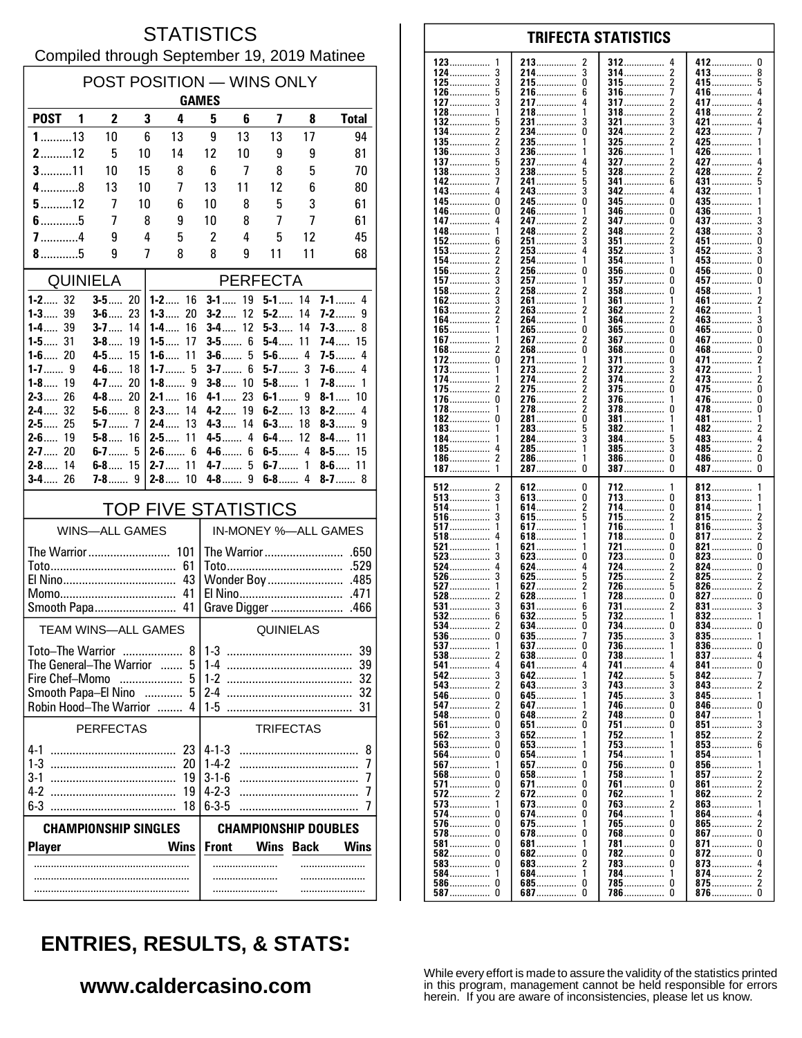# STATISTICS

Compiled through September 19, 2019 Matinee

## POST POSITION — WINS ONLY

| POST | GAMES 1 | 2 | 3 | 4 | 5 | 6 | 7 | 8 | Total |
|---|---|---|---|---|---|---|---|---|---|
| 1 | 13 | 10 | 6 | 13 | 9 | 13 | 13 | 17 | 94 |
| 2 | 12 | 5 | 10 | 14 | 12 | 10 | 9 | 9 | 81 |
| 3 | 11 | 10 | 15 | 8 | 6 | 7 | 8 | 5 | 70 |
| 4 | 8 | 13 | 10 | 7 | 13 | 11 | 12 | 6 | 80 |
| 5 | 12 | 7 | 10 | 6 | 10 | 8 | 5 | 3 | 61 |
| 6 | 5 | 7 | 8 | 9 | 10 | 8 | 7 | 7 | 61 |
| 7 | 4 | 9 | 4 | 5 | 2 | 4 | 5 | 12 | 45 |
| 8 | 5 | 9 | 7 | 8 | 8 | 9 | 11 | 11 | 68 |

## QUINIELA

| | | | |
|---|---|---|---|
| 1-2 | 32 | 3-5 | 20 |
| 1-3 | 39 | 3-6 | 23 |
| 1-4 | 39 | 3-7 | 14 |
| 1-5 | 31 | 3-8 | 19 |
| 1-6 | 20 | 4-5 | 15 |
| 1-7 | 9 | 4-6 | 18 |
| 1-8 | 19 | 4-7 | 20 |
| 2-3 | 26 | 4-8 | 20 |
| 2-4 | 32 | 5-6 | 8 |
| 2-5 | 25 | 5-7 | 7 |
| 2-6 | 19 | 5-8 | 16 |
| 2-7 | 20 | 6-7 | 5 |
| 2-8 | 14 | 6-8 | 15 |
| 3-4 | 26 | 7-8 | 9 |

## PERFECTA

| | | | | | | | |
|---|---|---|---|---|---|---|---|
| 1-2 | 16 | 3-1 | 19 | 5-1 | 14 | 7-1 | 4 |
| 1-3 | 20 | 3-2 | 12 | 5-2 | 14 | 7-2 | 9 |
| 1-4 | 16 | 3-4 | 12 | 5-3 | 14 | 7-3 | 8 |
| 1-5 | 17 | 3-5 | 6 | 5-4 | 11 | 7-4 | 15 |
| 1-6 | 11 | 3-6 | 5 | 5-6 | 4 | 7-5 | 4 |
| 1-7 | 5 | 3-7 | 6 | 5-7 | 3 | 7-6 | 4 |
| 1-8 | 9 | 3-8 | 10 | 5-8 | 1 | 7-8 | 1 |
| 2-1 | 16 | 4-1 | 23 | 6-1 | 9 | 8-1 | 10 |
| 2-3 | 14 | 4-2 | 19 | 6-2 | 13 | 8-2 | 4 |
| 2-4 | 13 | 4-3 | 14 | 6-3 | 18 | 8-3 | 9 |
| 2-5 | 11 | 4-5 | 4 | 6-4 | 12 | 8-4 | 11 |
| 2-6 | 6 | 4-6 | 6 | 6-5 | 4 | 8-5 | 15 |
| 2-7 | 11 | 4-7 | 5 | 6-7 | 1 | 8-6 | 11 |
| 2-8 | 10 | 4-8 | 9 | 6-8 | 4 | 8-7 | 8 |

## TOP FIVE STATISTICS

| WINS—ALL GAMES | | IN-MONEY %—ALL GAMES | |
|---|---|---|---|
| The Warrior | 101 | The Warrior | .650 |
| Toto | 61 | Toto | .529 |
| El Nino | 43 | Wonder Boy | .485 |
| Momo | 41 | El Nino | .471 |
| Smooth Papa | 41 | Grave Digger | .466 |

| TEAM WINS—ALL GAMES | | QUINIELAS | |
|---|---|---|---|
| Toto–The Warrior | 8 | 1-3 | 39 |
| The General–The Warrior | 5 | 1-4 | 39 |
| Fire Chef–Momo | 5 | 1-2 | 32 |
| Smooth Papa–El Nino | 5 | 2-4 | 32 |
| Robin Hood–The Warrior | 4 | 1-5 | 31 |

| PERFECTAS | | TRIFECTAS | |
|---|---|---|---|
| 4-1 | 23 | 4-1-3 | 8 |
| 1-3 | 20 | 1-4-2 | 7 |
| 3-1 | 19 | 3-1-6 | 7 |
| 4-2 | 19 | 4-2-3 | 7 |
| 6-3 | 18 | 6-3-5 | 7 |

| CHAMPIONSHIP SINGLES | | CHAMPIONSHIP DOUBLES | | | |
|---|---|---|---|---|---|
| Player | Wins | Front | Wins | Back | Wins |
| | | | | | |

## TRIFECTA STATISTICS

| | | | | | | | |
|---|---|---|---|---|---|---|---|
| 123 | 1 | 213 | 2 | 312 | 4 | 412 | 0 |
| 124 | 3 | 214 | 3 | 314 | 2 | 413 | 8 |
| 125 | 3 | 215 | 0 | 315 | 2 | 415 | 5 |
| 126 | 5 | 216 | 6 | 316 | 7 | 416 | 4 |
| 127 | 3 | 217 | 4 | 317 | 2 | 417 | 4 |
| 128 | 1 | 218 | 1 | 318 | 2 | 418 | 2 |
| 132 | 5 | 231 | 3 | 321 | 3 | 421 | 4 |
| 134 | 2 | 234 | 0 | 324 | 2 | 423 | 7 |
| 135 | 2 | 235 | 1 | 325 | 2 | 425 | 1 |
| 136 | 3 | 236 | 1 | 326 | 1 | 426 | 1 |
| 137 | 5 | 237 | 4 | 327 | 2 | 427 | 4 |
| 138 | 3 | 238 | 5 | 328 | 2 | 428 | 2 |
| 142 | 7 | 241 | 5 | 341 | 6 | 431 | 5 |
| 143 | 4 | 243 | 3 | 342 | 4 | 432 | 1 |
| 145 | 0 | 245 | 0 | 345 | 0 | 435 | 1 |
| 146 | 0 | 246 | 1 | 346 | 0 | 436 | 1 |
| 147 | 4 | 247 | 2 | 347 | 0 | 437 | 3 |
| 148 | 1 | 248 | 2 | 348 | 2 | 438 | 3 |
| 152 | 6 | 251 | 3 | 351 | 2 | 451 | 0 |
| 153 | 2 | 253 | 4 | 352 | 3 | 452 | 3 |
| 154 | 2 | 254 | 1 | 354 | 1 | 453 | 0 |
| 156 | 2 | 256 | 0 | 356 | 0 | 456 | 0 |
| 157 | 3 | 257 | 1 | 357 | 0 | 457 | 0 |
| 158 | 2 | 258 | 2 | 358 | 0 | 458 | 1 |
| 162 | 3 | 261 | 1 | 361 | 1 | 461 | 2 |
| 163 | 2 | 263 | 2 | 362 | 2 | 462 | 1 |
| 164 | 2 | 264 | 1 | 364 | 2 | 463 | 3 |
| 165 | 1 | 265 | 0 | 365 | 0 | 465 | 0 |
| 167 | 1 | 267 | 2 | 367 | 0 | 467 | 0 |
| 168 | 2 | 268 | 0 | 368 | 0 | 468 | 0 |
| 172 | 0 | 271 | 1 | 371 | 0 | 471 | 2 |
| 173 | 1 | 273 | 2 | 372 | 3 | 472 | 1 |
| 174 | 1 | 274 | 2 | 374 | 2 | 473 | 2 |
| 175 | 2 | 275 | 2 | 375 | 0 | 475 | 0 |
| 176 | 0 | 276 | 2 | 376 | 1 | 476 | 0 |
| 178 | 1 | 278 | 2 | 378 | 0 | 478 | 0 |
| 182 | 0 | 281 | 0 | 381 | 1 | 481 | 1 |
| 183 | 1 | 283 | 5 | 382 | 1 | 482 | 2 |
| 184 | 1 | 284 | 3 | 384 | 5 | 483 | 4 |
| 185 | 4 | 285 | 1 | 385 | 3 | 485 | 2 |
| 186 | 2 | 286 | 1 | 386 | 0 | 486 | 0 |
| 187 | 1 | 287 | 0 | 387 | 0 | 487 | 0 |
| 512 | 2 | 612 | 0 | 712 | 1 | 812 | 1 |
| 513 | 3 | 613 | 0 | 713 | 0 | 813 | 1 |
| 514 | 1 | 614 | 2 | 714 | 0 | 814 | 1 |
| 516 | 3 | 615 | 5 | 715 | 2 | 815 | 2 |
| 517 | 1 | 617 | 1 | 716 | 1 | 816 | 3 |
| 518 | 4 | 618 | 1 | 718 | 0 | 817 | 2 |
| 521 | 1 | 621 | 1 | 721 | 0 | 821 | 0 |
| 523 | 3 | 623 | 0 | 723 | 0 | 823 | 0 |
| 524 | 4 | 624 | 4 | 724 | 2 | 824 | 0 |
| 526 | 3 | 625 | 5 | 725 | 2 | 825 | 2 |
| 527 | 1 | 627 | 2 | 726 | 5 | 826 | 2 |
| 528 | 2 | 628 | 1 | 728 | 0 | 827 | 0 |
| 531 | 3 | 631 | 6 | 731 | 2 | 831 | 3 |
| 532 | 6 | 632 | 5 | 732 | 1 | 832 | 1 |
| 534 | 2 | 634 | 0 | 734 | 0 | 834 | 0 |
| 536 | 0 | 635 | 7 | 735 | 3 | 835 | 1 |
| 537 | 1 | 637 | 0 | 736 | 1 | 836 | 0 |
| 538 | 2 | 638 | 0 | 738 | 1 | 837 | 4 |
| 541 | 4 | 641 | 4 | 741 | 4 | 841 | 0 |
| 542 | 3 | 642 | 1 | 742 | 5 | 842 | 7 |
| 543 | 2 | 643 | 3 | 743 | 3 | 843 | 2 |
| 546 | 0 | 645 | 1 | 745 | 3 | 845 | 1 |
| 547 | 2 | 647 | 1 | 746 | 0 | 846 | 0 |
| 548 | 0 | 648 | 2 | 748 | 0 | 847 | 1 |
| 561 | 0 | 651 | 0 | 751 | 0 | 851 | 3 |
| 562 | 3 | 652 | 1 | 752 | 1 | 852 | 2 |
| 563 | 0 | 653 | 1 | 753 | 1 | 853 | 6 |
| 564 | 0 | 654 | 1 | 754 | 1 | 854 | 1 |
| 567 | 1 | 657 | 0 | 756 | 0 | 856 | 1 |
| 568 | 0 | 658 | 1 | 758 | 1 | 857 | 2 |
| 571 | 0 | 671 | 0 | 761 | 0 | 861 | 2 |
| 572 | 2 | 672 | 0 | 762 | 1 | 862 | 2 |
| 573 | 1 | 673 | 0 | 763 | 2 | 863 | 1 |
| 574 | 0 | 674 | 0 | 764 | 1 | 864 | 4 |
| 576 | 0 | 675 | 1 | 765 | 0 | 865 | 2 |
| 578 | 0 | 678 | 0 | 768 | 0 | 867 | 0 |
| 581 | 0 | 681 | 1 | 781 | 0 | 871 | 0 |
| 582 | 0 | 682 | 0 | 782 | 0 | 872 | 0 |
| 583 | 0 | 683 | 2 | 783 | 0 | 873 | 4 |
| 584 | 1 | 684 | 1 | 784 | 1 | 874 | 2 |
| 586 | 0 | 685 | 0 | 785 | 0 | 875 | 2 |
| 587 | 0 | 687 | 0 | 786 | 0 | 876 | 0 |

## ENTRIES, RESULTS, & STATS:

**www.caldercasino.com**

While every effort is made to assure the validity of the statistics printed in this program, management cannot be held responsible for errors herein. If you are aware of inconsistencies, please let us know.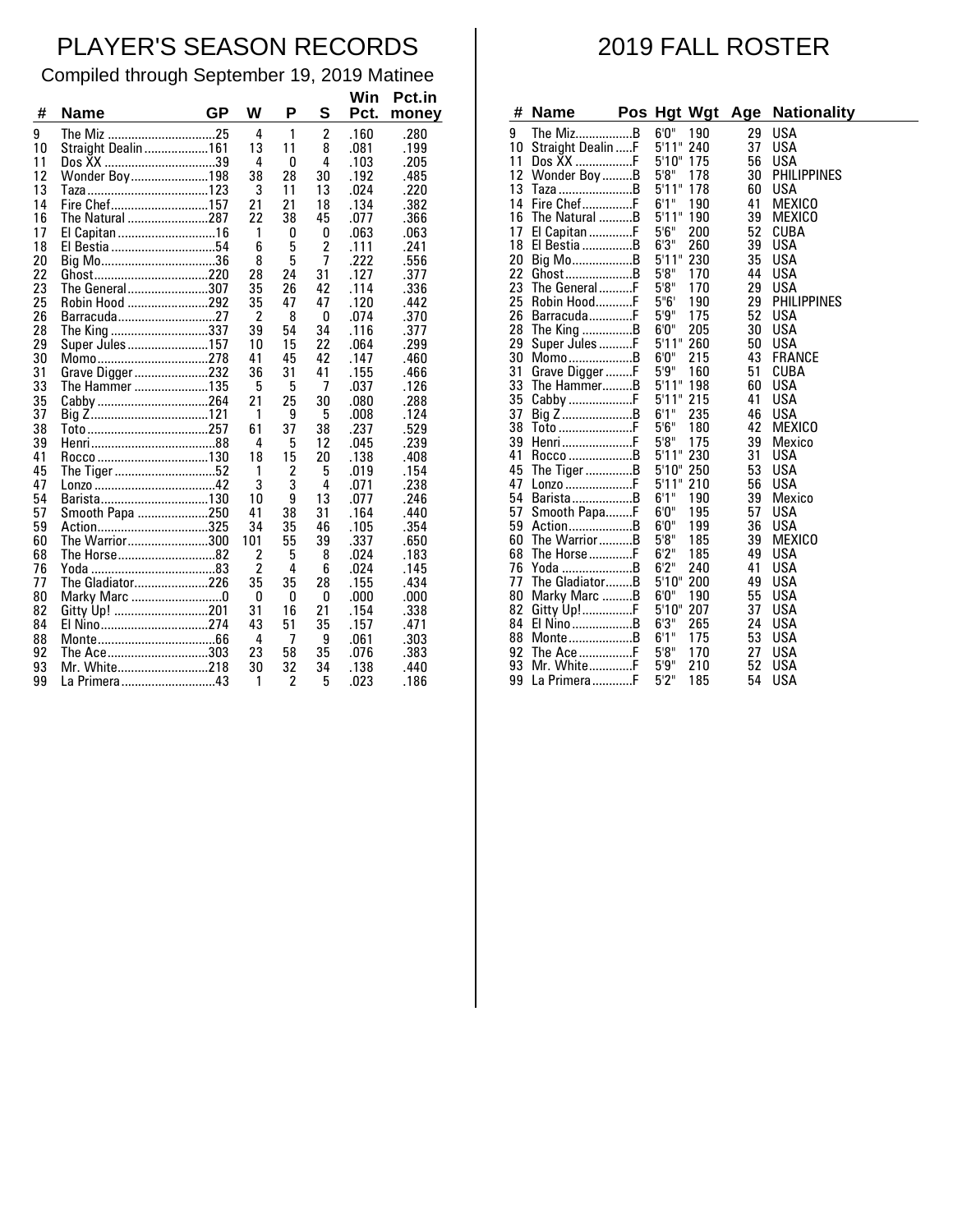# PLAYER'S SEASON RECORDS

Compiled through September 19, 2019 Matinee

| # | Name | GP | W | P | S | Win Pct. | Pct.in money |
|---|---|---|---|---|---|---|---|
| 9 | The Miz | 25 | 4 | 1 | 2 | .160 | .280 |
| 10 | Straight Dealin | 161 | 13 | 11 | 8 | .081 | .199 |
| 11 | Dos XX | 39 | 4 | 0 | 4 | .103 | .205 |
| 12 | Wonder Boy | 198 | 38 | 28 | 30 | .192 | .485 |
| 13 | Taza | 123 | 3 | 11 | 13 | .024 | .220 |
| 14 | Fire Chef | 157 | 21 | 21 | 18 | .134 | .382 |
| 16 | The Natural | 287 | 22 | 38 | 45 | .077 | .366 |
| 17 | El Capitan | 16 | 1 | 0 | 0 | .063 | .063 |
| 18 | El Bestia | 54 | 6 | 5 | 2 | .111 | .241 |
| 20 | Big Mo | 36 | 8 | 5 | 7 | .222 | .556 |
| 22 | Ghost | 220 | 28 | 24 | 31 | .127 | .377 |
| 23 | The General | 307 | 35 | 26 | 42 | .114 | .336 |
| 25 | Robin Hood | 292 | 35 | 47 | 47 | .120 | .442 |
| 26 | Barracuda | 27 | 2 | 8 | 0 | .074 | .370 |
| 28 | The King | 337 | 39 | 54 | 34 | .116 | .377 |
| 29 | Super Jules | 157 | 10 | 15 | 22 | .064 | .299 |
| 30 | Momo | 278 | 41 | 45 | 42 | .147 | .460 |
| 31 | Grave Digger | 232 | 36 | 31 | 41 | .155 | .466 |
| 33 | The Hammer | 135 | 5 | 5 | 7 | .037 | .126 |
| 35 | Cabby | 264 | 21 | 25 | 30 | .080 | .288 |
| 37 | Big Z | 121 | 1 | 9 | 5 | .008 | .124 |
| 38 | Toto | 257 | 61 | 37 | 38 | .237 | .529 |
| 39 | Henri | 88 | 4 | 5 | 12 | .045 | .239 |
| 41 | Rocco | 130 | 18 | 15 | 20 | .138 | .408 |
| 45 | The Tiger | 52 | 1 | 2 | 5 | .019 | .154 |
| 47 | Lonzo | 42 | 3 | 3 | 4 | .071 | .238 |
| 54 | Barista | 130 | 10 | 9 | 13 | .077 | .246 |
| 57 | Smooth Papa | 250 | 41 | 38 | 31 | .164 | .440 |
| 59 | Action | 325 | 34 | 35 | 46 | .105 | .354 |
| 60 | The Warrior | 300 | 101 | 55 | 39 | .337 | .650 |
| 68 | The Horse | 82 | 2 | 5 | 8 | .024 | .183 |
| 76 | Yoda | 83 | 2 | 4 | 6 | .024 | .145 |
| 77 | The Gladiator | 226 | 35 | 35 | 28 | .155 | .434 |
| 80 | Marky Marc | 0 | 0 | 0 | 0 | .000 | .000 |
| 82 | Gitty Up! | 201 | 31 | 16 | 21 | .154 | .338 |
| 84 | El Nino | 274 | 43 | 51 | 35 | .157 | .471 |
| 88 | Monte | 66 | 4 | 7 | 9 | .061 | .303 |
| 92 | The Ace | 303 | 23 | 58 | 35 | .076 | .383 |
| 93 | Mr. White | 218 | 30 | 32 | 34 | .138 | .440 |
| 99 | La Primera | 43 | 1 | 2 | 5 | .023 | .186 |

# 2019 FALL ROSTER

| # | Name | Pos | Hgt | Wgt | Age | Nationality |
|---|---|---|---|---|---|---|
| 9 | The Miz | B | 6'0" | 190 | 29 | USA |
| 10 | Straight Dealin | F | 5'11" | 240 | 37 | USA |
| 11 | Dos XX | F | 5'10" | 175 | 56 | USA |
| 12 | Wonder Boy | B | 5'8" | 178 | 30 | PHILIPPINES |
| 13 | Taza | B | 5'11" | 178 | 60 | USA |
| 14 | Fire Chef | F | 6'1" | 190 | 41 | MEXICO |
| 16 | The Natural | B | 5'11" | 190 | 39 | MEXICO |
| 17 | El Capitan | F | 5'6" | 200 | 52 | CUBA |
| 18 | El Bestia | B | 6'3" | 260 | 39 | USA |
| 20 | Big Mo | B | 5'11" | 230 | 35 | USA |
| 22 | Ghost | B | 5'8" | 170 | 44 | USA |
| 23 | The General | F | 5'8" | 170 | 29 | USA |
| 25 | Robin Hood | F | 5"6' | 190 | 29 | PHILIPPINES |
| 26 | Barracuda | F | 5'9" | 175 | 52 | USA |
| 28 | The King | B | 6'0" | 205 | 30 | USA |
| 29 | Super Jules | F | 5'11" | 260 | 50 | USA |
| 30 | Momo | B | 6'0" | 215 | 43 | FRANCE |
| 31 | Grave Digger | F | 5'9" | 160 | 51 | CUBA |
| 33 | The Hammer | B | 5'11" | 198 | 60 | USA |
| 35 | Cabby | F | 5'11" | 215 | 41 | USA |
| 37 | Big Z | B | 6'1" | 235 | 46 | USA |
| 38 | Toto | F | 5'6" | 180 | 42 | MEXICO |
| 39 | Henri | F | 5'8" | 175 | 39 | Mexico |
| 41 | Rocco | B | 5'11" | 230 | 31 | USA |
| 45 | The Tiger | B | 5'10" | 250 | 53 | USA |
| 47 | Lonzo | F | 5'11" | 210 | 56 | USA |
| 54 | Barista | B | 6'1" | 190 | 39 | Mexico |
| 57 | Smooth Papa | F | 6'0" | 195 | 57 | USA |
| 59 | Action | B | 6'0" | 199 | 36 | USA |
| 60 | The Warrior | B | 5'8" | 185 | 39 | MEXICO |
| 68 | The Horse | F | 6'2" | 185 | 49 | USA |
| 76 | Yoda | B | 6'2" | 240 | 41 | USA |
| 77 | The Gladiator | B | 5'10" | 200 | 49 | USA |
| 80 | Marky Marc | B | 6'0" | 190 | 55 | USA |
| 82 | Gitty Up! | F | 5'10" | 207 | 37 | USA |
| 84 | El Nino | B | 6'3" | 265 | 24 | USA |
| 88 | Monte | B | 6'1" | 175 | 53 | USA |
| 92 | The Ace | F | 5'8" | 170 | 27 | USA |
| 93 | Mr. White | F | 5'9" | 210 | 52 | USA |
| 99 | La Primera | F | 5'2" | 185 | 54 | USA |